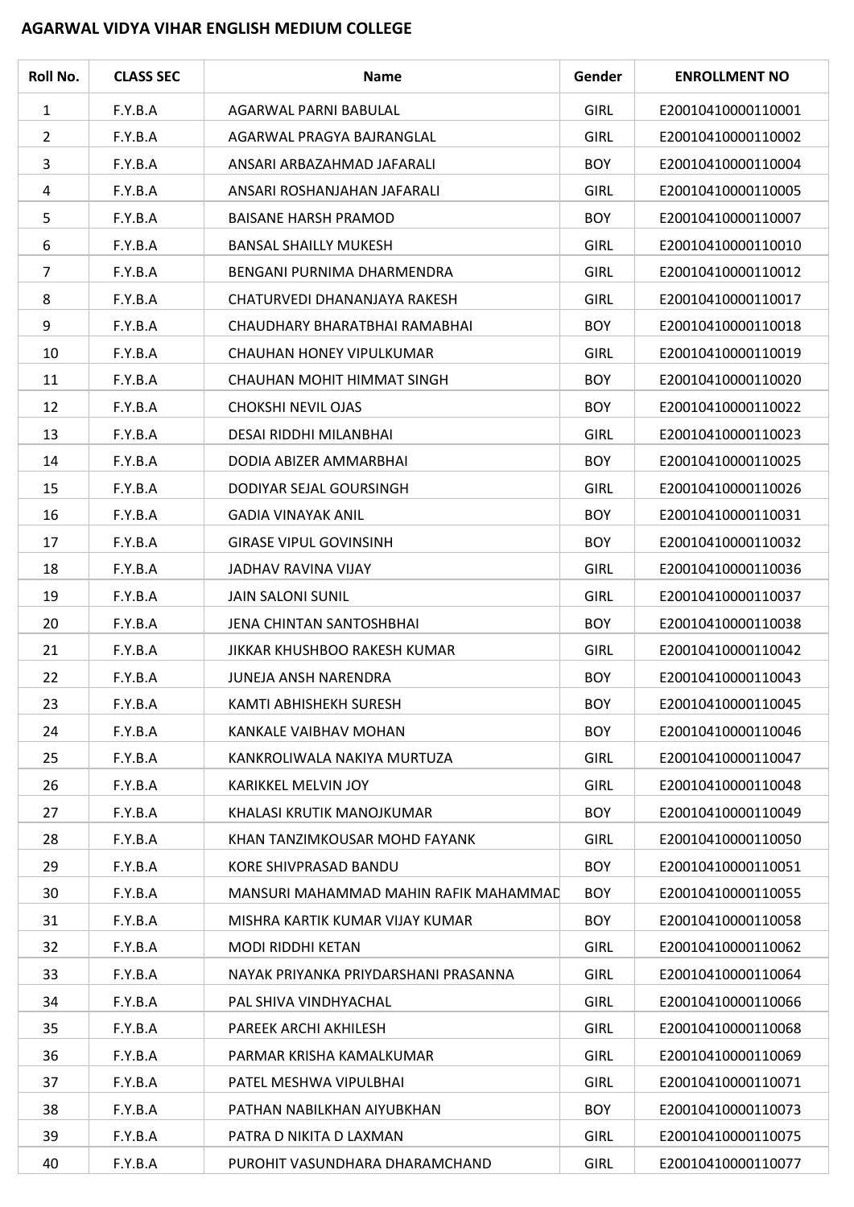**AGARWAL VIDYA VIHAR ENGLISH MEDIUM COLLEGE**

| Roll No. | CLASS SEC | Name | Gender | ENROLLMENT NO |
|---|---|---|---|---|
| 1 | F.Y.B.A | AGARWAL PARNI BABULAL | GIRL | E20010410000110001 |
| 2 | F.Y.B.A | AGARWAL PRAGYA BAJRANGLAL | GIRL | E20010410000110002 |
| 3 | F.Y.B.A | ANSARI ARBAZAHMAD JAFARALI | BOY | E20010410000110004 |
| 4 | F.Y.B.A | ANSARI ROSHANJAHAN JAFARALI | GIRL | E20010410000110005 |
| 5 | F.Y.B.A | BAISANE HARSH PRAMOD | BOY | E20010410000110007 |
| 6 | F.Y.B.A | BANSAL SHAILLY MUKESH | GIRL | E20010410000110010 |
| 7 | F.Y.B.A | BENGANI PURNIMA DHARMENDRA | GIRL | E20010410000110012 |
| 8 | F.Y.B.A | CHATURVEDI DHANANJAYA RAKESH | GIRL | E20010410000110017 |
| 9 | F.Y.B.A | CHAUDHARY BHARATBHAI RAMABHAI | BOY | E20010410000110018 |
| 10 | F.Y.B.A | CHAUHAN HONEY VIPULKUMAR | GIRL | E20010410000110019 |
| 11 | F.Y.B.A | CHAUHAN MOHIT HIMMAT SINGH | BOY | E20010410000110020 |
| 12 | F.Y.B.A | CHOKSHI NEVIL OJAS | BOY | E20010410000110022 |
| 13 | F.Y.B.A | DESAI RIDDHI MILANBHAI | GIRL | E20010410000110023 |
| 14 | F.Y.B.A | DODIA ABIZER AMMARBHAI | BOY | E20010410000110025 |
| 15 | F.Y.B.A | DODIYAR SEJAL GOURSINGH | GIRL | E20010410000110026 |
| 16 | F.Y.B.A | GADIA VINAYAK ANIL | BOY | E20010410000110031 |
| 17 | F.Y.B.A | GIRASE VIPUL GOVINSINH | BOY | E20010410000110032 |
| 18 | F.Y.B.A | JADHAV RAVINA VIJAY | GIRL | E20010410000110036 |
| 19 | F.Y.B.A | JAIN SALONI SUNIL | GIRL | E20010410000110037 |
| 20 | F.Y.B.A | JENA CHINTAN SANTOSHBHAI | BOY | E20010410000110038 |
| 21 | F.Y.B.A | JIKKAR KHUSHBOO RAKESH KUMAR | GIRL | E20010410000110042 |
| 22 | F.Y.B.A | JUNEJA ANSH NARENDRA | BOY | E20010410000110043 |
| 23 | F.Y.B.A | KAMTI ABHISHEKH SURESH | BOY | E20010410000110045 |
| 24 | F.Y.B.A | KANKALE VAIBHAV MOHAN | BOY | E20010410000110046 |
| 25 | F.Y.B.A | KANKROLIWALA NAKIYA MURTUZA | GIRL | E20010410000110047 |
| 26 | F.Y.B.A | KARIKKEL MELVIN JOY | GIRL | E20010410000110048 |
| 27 | F.Y.B.A | KHALASI KRUTIK MANOJKUMAR | BOY | E20010410000110049 |
| 28 | F.Y.B.A | KHAN TANZIMKOUSAR MOHD FAYANK | GIRL | E20010410000110050 |
| 29 | F.Y.B.A | KORE SHIVPRASAD BANDU | BOY | E20010410000110051 |
| 30 | F.Y.B.A | MANSURI MAHAMMAD MAHIN RAFIK MAHAMMAD | BOY | E20010410000110055 |
| 31 | F.Y.B.A | MISHRA KARTIK KUMAR VIJAY KUMAR | BOY | E20010410000110058 |
| 32 | F.Y.B.A | MODI RIDDHI KETAN | GIRL | E20010410000110062 |
| 33 | F.Y.B.A | NAYAK PRIYANKA PRIYDARSHANI PRASANNA | GIRL | E20010410000110064 |
| 34 | F.Y.B.A | PAL SHIVA VINDHYACHAL | GIRL | E20010410000110066 |
| 35 | F.Y.B.A | PAREEK ARCHI AKHILESH | GIRL | E20010410000110068 |
| 36 | F.Y.B.A | PARMAR KRISHA KAMALKUMAR | GIRL | E20010410000110069 |
| 37 | F.Y.B.A | PATEL MESHWA VIPULBHAI | GIRL | E20010410000110071 |
| 38 | F.Y.B.A | PATHAN NABILKHAN AIYUBKHAN | BOY | E20010410000110073 |
| 39 | F.Y.B.A | PATRA D NIKITA D LAXMAN | GIRL | E20010410000110075 |
| 40 | F.Y.B.A | PUROHIT VASUNDHARA DHARAMCHAND | GIRL | E20010410000110077 |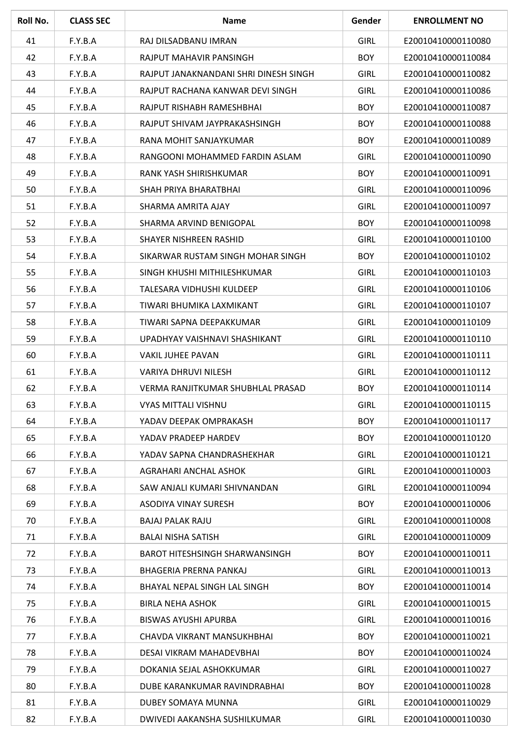| Roll No. | CLASS SEC | Name | Gender | ENROLLMENT NO |
|---|---|---|---|---|
| 41 | F.Y.B.A | RAJ DILSADBANU IMRAN | GIRL | E20010410000110080 |
| 42 | F.Y.B.A | RAJPUT MAHAVIR PANSINGH | BOY | E20010410000110084 |
| 43 | F.Y.B.A | RAJPUT JANAKNANDANI SHRI DINESH SINGH | GIRL | E20010410000110082 |
| 44 | F.Y.B.A | RAJPUT RACHANA KANWAR DEVI SINGH | GIRL | E20010410000110086 |
| 45 | F.Y.B.A | RAJPUT RISHABH RAMESHBHAI | BOY | E20010410000110087 |
| 46 | F.Y.B.A | RAJPUT SHIVAM JAYPRAKASHSINGH | BOY | E20010410000110088 |
| 47 | F.Y.B.A | RANA MOHIT SANJAYKUMAR | BOY | E20010410000110089 |
| 48 | F.Y.B.A | RANGOONI MOHAMMED FARDIN ASLAM | GIRL | E20010410000110090 |
| 49 | F.Y.B.A | RANK YASH SHIRISHKUMAR | BOY | E20010410000110091 |
| 50 | F.Y.B.A | SHAH PRIYA BHARATBHAI | GIRL | E20010410000110096 |
| 51 | F.Y.B.A | SHARMA AMRITA AJAY | GIRL | E20010410000110097 |
| 52 | F.Y.B.A | SHARMA ARVIND BENIGOPAL | BOY | E20010410000110098 |
| 53 | F.Y.B.A | SHAYER NISHREEN RASHID | GIRL | E20010410000110100 |
| 54 | F.Y.B.A | SIKARWAR RUSTAM SINGH MOHAR SINGH | BOY | E20010410000110102 |
| 55 | F.Y.B.A | SINGH KHUSHI MITHILESHKUMAR | GIRL | E20010410000110103 |
| 56 | F.Y.B.A | TALESARA VIDHUSHI KULDEEP | GIRL | E20010410000110106 |
| 57 | F.Y.B.A | TIWARI BHUMIKA LAXMIKANT | GIRL | E20010410000110107 |
| 58 | F.Y.B.A | TIWARI SAPNA DEEPAKKUMAR | GIRL | E20010410000110109 |
| 59 | F.Y.B.A | UPADHYAY VAISHNAVI SHASHIKANT | GIRL | E20010410000110110 |
| 60 | F.Y.B.A | VAKIL JUHEE PAVAN | GIRL | E20010410000110111 |
| 61 | F.Y.B.A | VARIYA DHRUVI NILESH | GIRL | E20010410000110112 |
| 62 | F.Y.B.A | VERMA RANJITKUMAR SHUBHLAL PRASAD | BOY | E20010410000110114 |
| 63 | F.Y.B.A | VYAS MITTALI VISHNU | GIRL | E20010410000110115 |
| 64 | F.Y.B.A | YADAV DEEPAK OMPRAKASH | BOY | E20010410000110117 |
| 65 | F.Y.B.A | YADAV PRADEEP HARDEV | BOY | E20010410000110120 |
| 66 | F.Y.B.A | YADAV SAPNA CHANDRASHEKHAR | GIRL | E20010410000110121 |
| 67 | F.Y.B.A | AGRAHARI ANCHAL ASHOK | GIRL | E20010410000110003 |
| 68 | F.Y.B.A | SAW ANJALI KUMARI SHIVNANDAN | GIRL | E20010410000110094 |
| 69 | F.Y.B.A | ASODIYA VINAY SURESH | BOY | E20010410000110006 |
| 70 | F.Y.B.A | BAJAJ PALAK RAJU | GIRL | E20010410000110008 |
| 71 | F.Y.B.A | BALAI NISHA SATISH | GIRL | E20010410000110009 |
| 72 | F.Y.B.A | BAROT HITESHSINGH SHARWANSINGH | BOY | E20010410000110011 |
| 73 | F.Y.B.A | BHAGERIA PRERNA PANKAJ | GIRL | E20010410000110013 |
| 74 | F.Y.B.A | BHAYAL NEPAL SINGH LAL SINGH | BOY | E20010410000110014 |
| 75 | F.Y.B.A | BIRLA NEHA ASHOK | GIRL | E20010410000110015 |
| 76 | F.Y.B.A | BISWAS AYUSHI APURBA | GIRL | E20010410000110016 |
| 77 | F.Y.B.A | CHAVDA VIKRANT MANSUKHBHAI | BOY | E20010410000110021 |
| 78 | F.Y.B.A | DESAI VIKRAM MAHADEVBHAI | BOY | E20010410000110024 |
| 79 | F.Y.B.A | DOKANIA SEJAL ASHOKKUMAR | GIRL | E20010410000110027 |
| 80 | F.Y.B.A | DUBE KARANKUMAR RAVINDRABHAI | BOY | E20010410000110028 |
| 81 | F.Y.B.A | DUBEY SOMAYA MUNNA | GIRL | E20010410000110029 |
| 82 | F.Y.B.A | DWIVEDI AAKANSHA SUSHILKUMAR | GIRL | E20010410000110030 |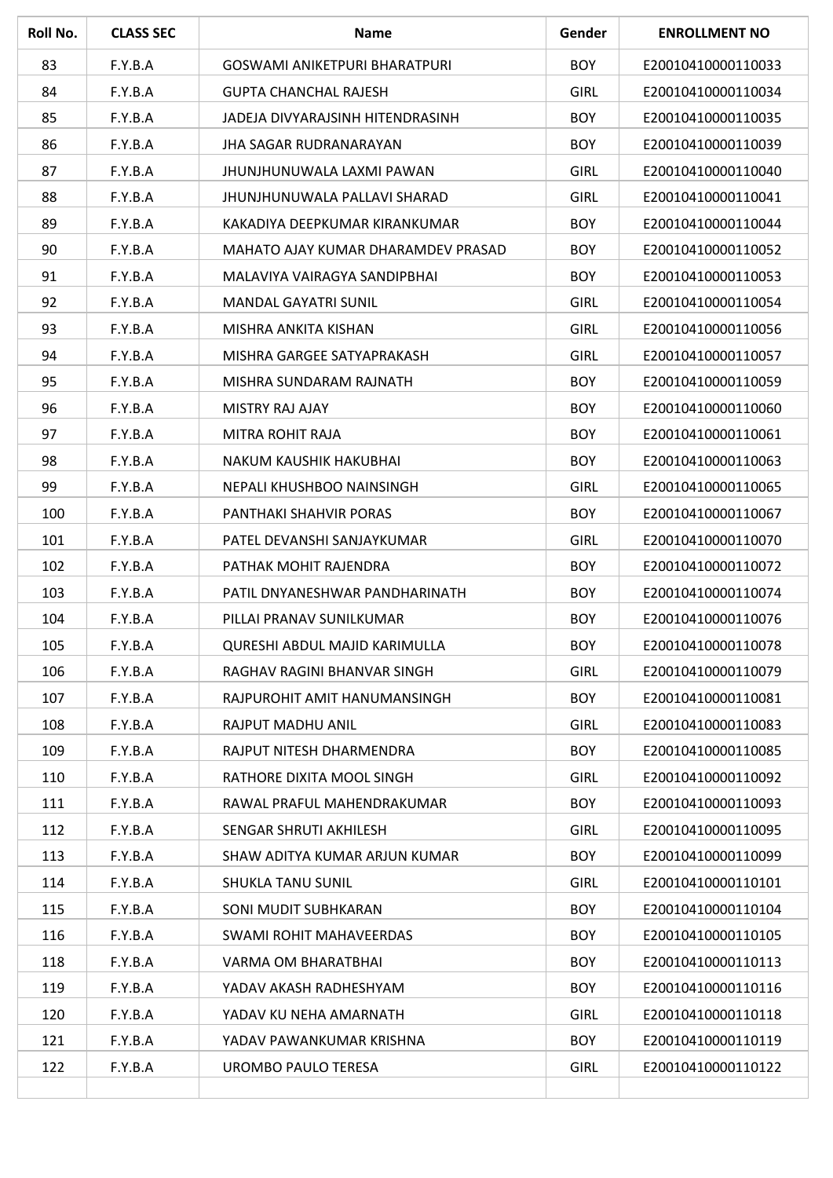| Roll No. | CLASS SEC | Name | Gender | ENROLLMENT NO |
|---|---|---|---|---|
| 83 | F.Y.B.A | GOSWAMI ANIKETPURI BHARATPURI | BOY | E20010410000110033 |
| 84 | F.Y.B.A | GUPTA CHANCHAL RAJESH | GIRL | E20010410000110034 |
| 85 | F.Y.B.A | JADEJA DIVYARAJSINH HITENDRASINH | BOY | E20010410000110035 |
| 86 | F.Y.B.A | JHA SAGAR RUDRANARAYAN | BOY | E20010410000110039 |
| 87 | F.Y.B.A | JHUNJHUNUWALA LAXMI PAWAN | GIRL | E20010410000110040 |
| 88 | F.Y.B.A | JHUNJHUNUWALA PALLAVI SHARAD | GIRL | E20010410000110041 |
| 89 | F.Y.B.A | KAKADIYA DEEPKUMAR KIRANKUMAR | BOY | E20010410000110044 |
| 90 | F.Y.B.A | MAHATO AJAY KUMAR DHARAMDEV PRASAD | BOY | E20010410000110052 |
| 91 | F.Y.B.A | MALAVIYA VAIRAGYA SANDIPBHAI | BOY | E20010410000110053 |
| 92 | F.Y.B.A | MANDAL GAYATRI SUNIL | GIRL | E20010410000110054 |
| 93 | F.Y.B.A | MISHRA ANKITA KISHAN | GIRL | E20010410000110056 |
| 94 | F.Y.B.A | MISHRA GARGEE SATYAPRAKASH | GIRL | E20010410000110057 |
| 95 | F.Y.B.A | MISHRA SUNDARAM RAJNATH | BOY | E20010410000110059 |
| 96 | F.Y.B.A | MISTRY RAJ AJAY | BOY | E20010410000110060 |
| 97 | F.Y.B.A | MITRA ROHIT RAJA | BOY | E20010410000110061 |
| 98 | F.Y.B.A | NAKUM KAUSHIK HAKUBHAI | BOY | E20010410000110063 |
| 99 | F.Y.B.A | NEPALI KHUSHBOO NAINSINGH | GIRL | E20010410000110065 |
| 100 | F.Y.B.A | PANTHAKI SHAHVIR PORAS | BOY | E20010410000110067 |
| 101 | F.Y.B.A | PATEL DEVANSHI SANJAYKUMAR | GIRL | E20010410000110070 |
| 102 | F.Y.B.A | PATHAK MOHIT RAJENDRA | BOY | E20010410000110072 |
| 103 | F.Y.B.A | PATIL DNYANESHWAR PANDHARINATH | BOY | E20010410000110074 |
| 104 | F.Y.B.A | PILLAI PRANAV SUNILKUMAR | BOY | E20010410000110076 |
| 105 | F.Y.B.A | QURESHI ABDUL MAJID KARIMULLA | BOY | E20010410000110078 |
| 106 | F.Y.B.A | RAGHAV RAGINI BHANVAR SINGH | GIRL | E20010410000110079 |
| 107 | F.Y.B.A | RAJPUROHIT AMIT HANUMANSINGH | BOY | E20010410000110081 |
| 108 | F.Y.B.A | RAJPUT MADHU ANIL | GIRL | E20010410000110083 |
| 109 | F.Y.B.A | RAJPUT NITESH DHARMENDRA | BOY | E20010410000110085 |
| 110 | F.Y.B.A | RATHORE DIXITA MOOL SINGH | GIRL | E20010410000110092 |
| 111 | F.Y.B.A | RAWAL PRAFUL MAHENDRAKUMAR | BOY | E20010410000110093 |
| 112 | F.Y.B.A | SENGAR SHRUTI AKHILESH | GIRL | E20010410000110095 |
| 113 | F.Y.B.A | SHAW ADITYA KUMAR ARJUN KUMAR | BOY | E20010410000110099 |
| 114 | F.Y.B.A | SHUKLA TANU SUNIL | GIRL | E20010410000110101 |
| 115 | F.Y.B.A | SONI MUDIT SUBHKARAN | BOY | E20010410000110104 |
| 116 | F.Y.B.A | SWAMI ROHIT MAHAVEERDAS | BOY | E20010410000110105 |
| 118 | F.Y.B.A | VARMA OM BHARATBHAI | BOY | E20010410000110113 |
| 119 | F.Y.B.A | YADAV AKASH RADHESHYAM | BOY | E20010410000110116 |
| 120 | F.Y.B.A | YADAV KU NEHA AMARNATH | GIRL | E20010410000110118 |
| 121 | F.Y.B.A | YADAV PAWANKUMAR KRISHNA | BOY | E20010410000110119 |
| 122 | F.Y.B.A | UROMBO PAULO TERESA | GIRL | E20010410000110122 |
| | | | | |